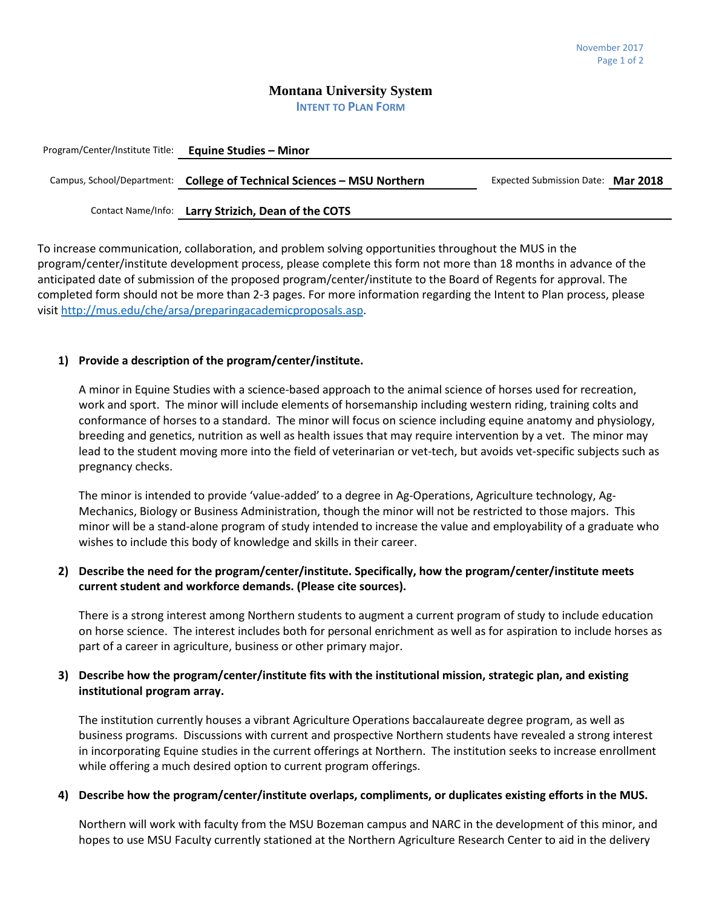# Montana University System

## INTENT TO PLAN FORM

Program/Center/Institute Title: **Equine Studies – Minor**

Campus, School/Department: **College of Technical Sciences – MSU Northern**

Expected Submission Date: **Mar 2018**

Contact Name/Info: **Larry Strizich, Dean of the COTS**

To increase communication, collaboration, and problem solving opportunities throughout the MUS in the program/center/institute development process, please complete this form not more than 18 months in advance of the anticipated date of submission of the proposed program/center/institute to the Board of Regents for approval. The completed form should not be more than 2-3 pages. For more information regarding the Intent to Plan process, please visit http://mus.edu/che/arsa/preparingacademicproposals.asp.

**1) Provide a description of the program/center/institute.**

A minor in Equine Studies with a science-based approach to the animal science of horses used for recreation, work and sport. The minor will include elements of horsemanship including western riding, training colts and conformance of horses to a standard. The minor will focus on science including equine anatomy and physiology, breeding and genetics, nutrition as well as health issues that may require intervention by a vet. The minor may lead to the student moving more into the field of veterinarian or vet-tech, but avoids vet-specific subjects such as pregnancy checks.

The minor is intended to provide 'value-added' to a degree in Ag-Operations, Agriculture technology, Ag-Mechanics, Biology or Business Administration, though the minor will not be restricted to those majors. This minor will be a stand-alone program of study intended to increase the value and employability of a graduate who wishes to include this body of knowledge and skills in their career.

**2) Describe the need for the program/center/institute. Specifically, how the program/center/institute meets current student and workforce demands. (Please cite sources).**

There is a strong interest among Northern students to augment a current program of study to include education on horse science. The interest includes both for personal enrichment as well as for aspiration to include horses as part of a career in agriculture, business or other primary major.

**3) Describe how the program/center/institute fits with the institutional mission, strategic plan, and existing institutional program array.**

The institution currently houses a vibrant Agriculture Operations baccalaureate degree program, as well as business programs. Discussions with current and prospective Northern students have revealed a strong interest in incorporating Equine studies in the current offerings at Northern. The institution seeks to increase enrollment while offering a much desired option to current program offerings.

**4) Describe how the program/center/institute overlaps, compliments, or duplicates existing efforts in the MUS.**

Northern will work with faculty from the MSU Bozeman campus and NARC in the development of this minor, and hopes to use MSU Faculty currently stationed at the Northern Agriculture Research Center to aid in the delivery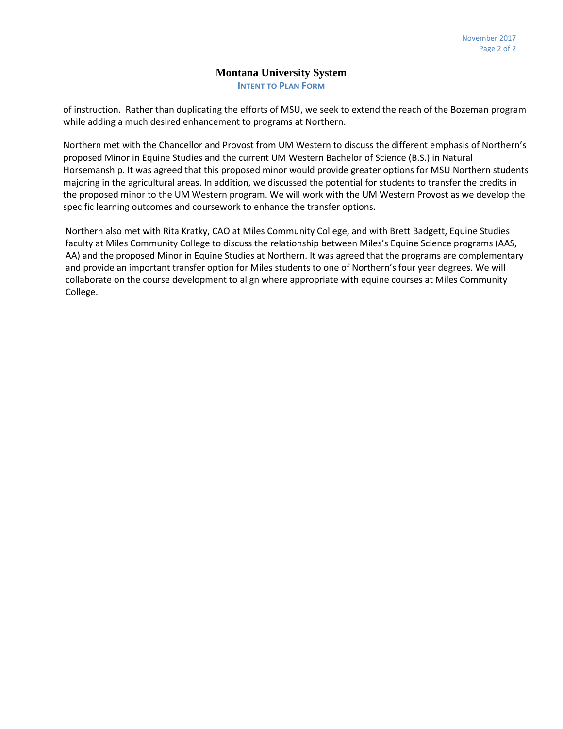of instruction. Rather than duplicating the efforts of MSU, we seek to extend the reach of the Bozeman program while adding a much desired enhancement to programs at Northern.

Northern met with the Chancellor and Provost from UM Western to discuss the different emphasis of Northern's proposed Minor in Equine Studies and the current UM Western Bachelor of Science (B.S.) in Natural Horsemanship. It was agreed that this proposed minor would provide greater options for MSU Northern students majoring in the agricultural areas. In addition, we discussed the potential for students to transfer the credits in the proposed minor to the UM Western program. We will work with the UM Western Provost as we develop the specific learning outcomes and coursework to enhance the transfer options.

Northern also met with Rita Kratky, CAO at Miles Community College, and with Brett Badgett, Equine Studies faculty at Miles Community College to discuss the relationship between Miles's Equine Science programs (AAS, AA) and the proposed Minor in Equine Studies at Northern. It was agreed that the programs are complementary and provide an important transfer option for Miles students to one of Northern's four year degrees. We will collaborate on the course development to align where appropriate with equine courses at Miles Community College.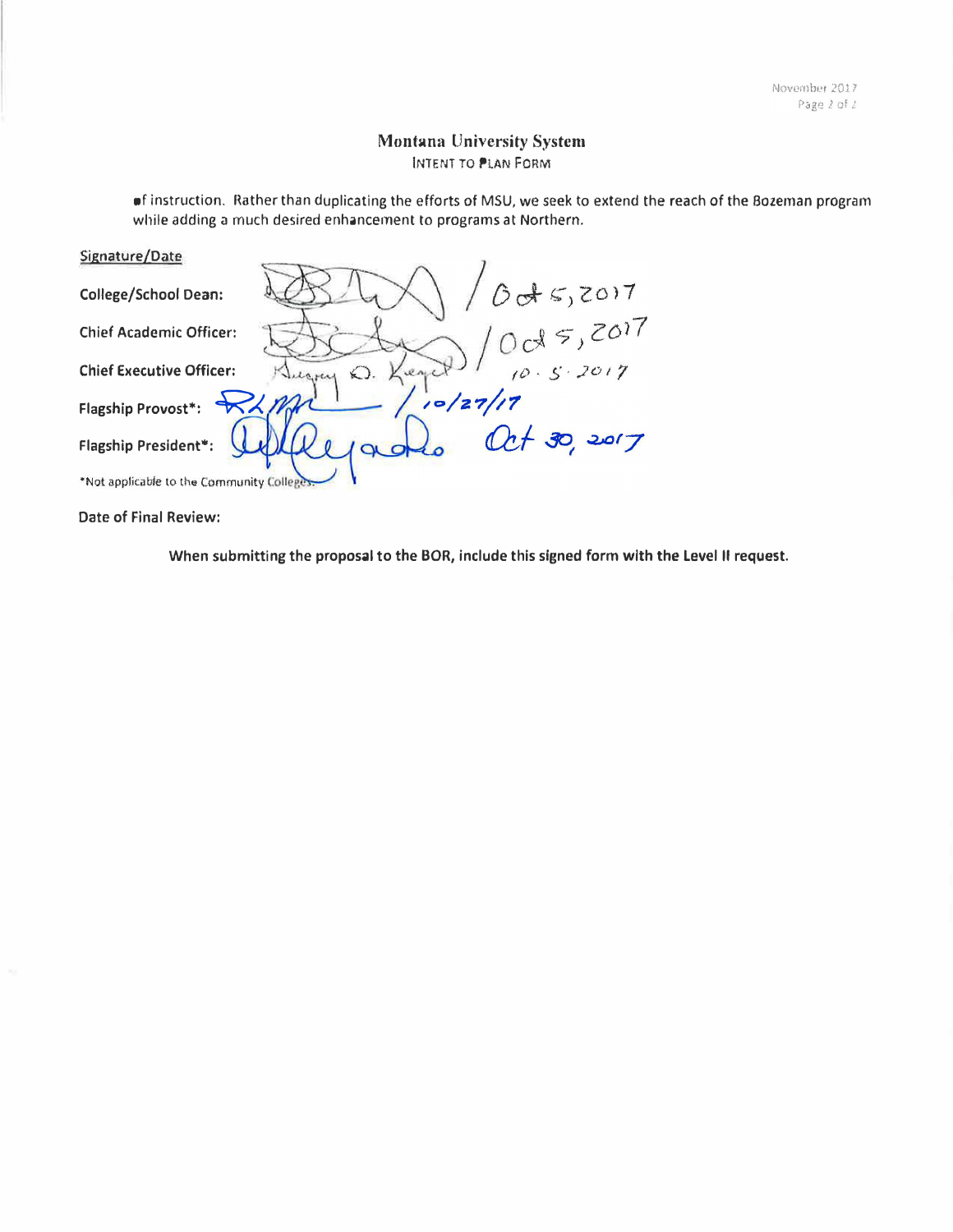## Montana University System

INTENT TO PLAN FORM

of instruction. Rather than duplicating the efforts of MSU, we seek to extend the reach of the Bozeman program while adding a much desired enhancement to programs at Northern.

Signature/Date

**College/School Dean:** / Oct 5, 2017

**Chief Academic Officer:** / Oct 5, 2017

**Chief Executive Officer:** 10 · 5 · 2017

**Flagship Provost*:** / 10/27/17

**Flagship President*:** Oct 30, 2017

*Not applicable to the Community Colleges.

**Date of Final Review:**

**When submitting the proposal to the BOR, include this signed form with the Level II request.**